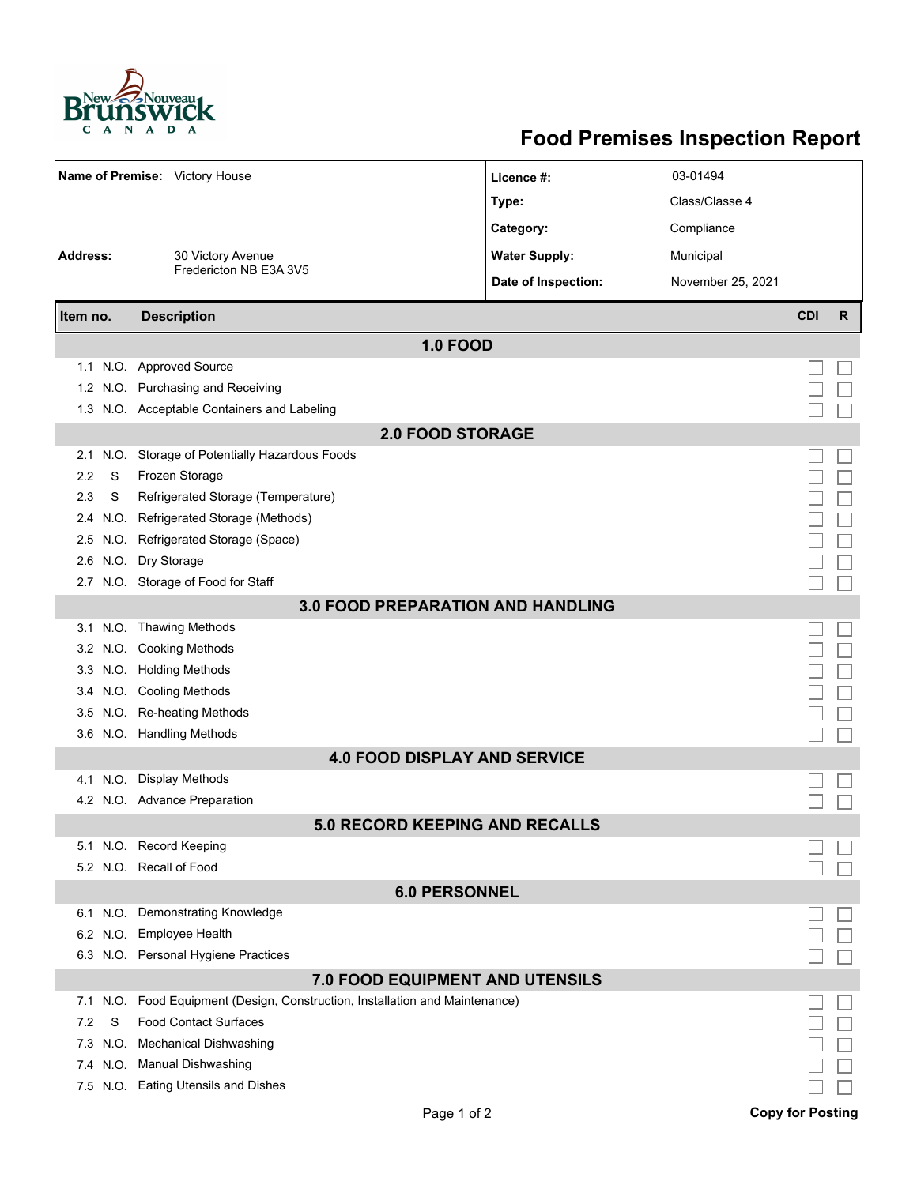# Food Premises Inspection Report

| | | | |
|---|---|---|---|
| **Name of Premise:** | Victory House | **Licence #:** | 03-01494 |
| | | **Type:** | Class/Classe 4 |
| | | **Category:** | Compliance |
| **Address:** | 30 Victory Avenue<br>Fredericton NB E3A 3V5 | **Water Supply:** | Municipal |
| | | **Date of Inspection:** | November 25, 2021 |

| Item no. | | Description | CDI | R |
|---|---|---|---|---|
| **1.0 FOOD** | | | | |
| 1.1 | N.O. | Approved Source | ☐ | ☐ |
| 1.2 | N.O. | Purchasing and Receiving | ☐ | ☐ |
| 1.3 | N.O. | Acceptable Containers and Labeling | ☐ | ☐ |
| **2.0 FOOD STORAGE** | | | | |
| 2.1 | N.O. | Storage of Potentially Hazardous Foods | ☐ | ☐ |
| 2.2 | S | Frozen Storage | ☐ | ☐ |
| 2.3 | S | Refrigerated Storage (Temperature) | ☐ | ☐ |
| 2.4 | N.O. | Refrigerated Storage (Methods) | ☐ | ☐ |
| 2.5 | N.O. | Refrigerated Storage (Space) | ☐ | ☐ |
| 2.6 | N.O. | Dry Storage | ☐ | ☐ |
| 2.7 | N.O. | Storage of Food for Staff | ☐ | ☐ |
| **3.0 FOOD PREPARATION AND HANDLING** | | | | |
| 3.1 | N.O. | Thawing Methods | ☐ | ☐ |
| 3.2 | N.O. | Cooking Methods | ☐ | ☐ |
| 3.3 | N.O. | Holding Methods | ☐ | ☐ |
| 3.4 | N.O. | Cooling Methods | ☐ | ☐ |
| 3.5 | N.O. | Re-heating Methods | ☐ | ☐ |
| 3.6 | N.O. | Handling Methods | ☐ | ☐ |
| **4.0 FOOD DISPLAY AND SERVICE** | | | | |
| 4.1 | N.O. | Display Methods | ☐ | ☐ |
| 4.2 | N.O. | Advance Preparation | ☐ | ☐ |
| **5.0 RECORD KEEPING AND RECALLS** | | | | |
| 5.1 | N.O. | Record Keeping | ☐ | ☐ |
| 5.2 | N.O. | Recall of Food | ☐ | ☐ |
| **6.0 PERSONNEL** | | | | |
| 6.1 | N.O. | Demonstrating Knowledge | ☐ | ☐ |
| 6.2 | N.O. | Employee Health | ☐ | ☐ |
| 6.3 | N.O. | Personal Hygiene Practices | ☐ | ☐ |
| **7.0 FOOD EQUIPMENT AND UTENSILS** | | | | |
| 7.1 | N.O. | Food Equipment (Design, Construction, Installation and Maintenance) | ☐ | ☐ |
| 7.2 | S | Food Contact Surfaces | ☐ | ☐ |
| 7.3 | N.O. | Mechanical Dishwashing | ☐ | ☐ |
| 7.4 | N.O. | Manual Dishwashing | ☐ | ☐ |
| 7.5 | N.O. | Eating Utensils and Dishes | ☐ | ☐ |

**Copy for Posting**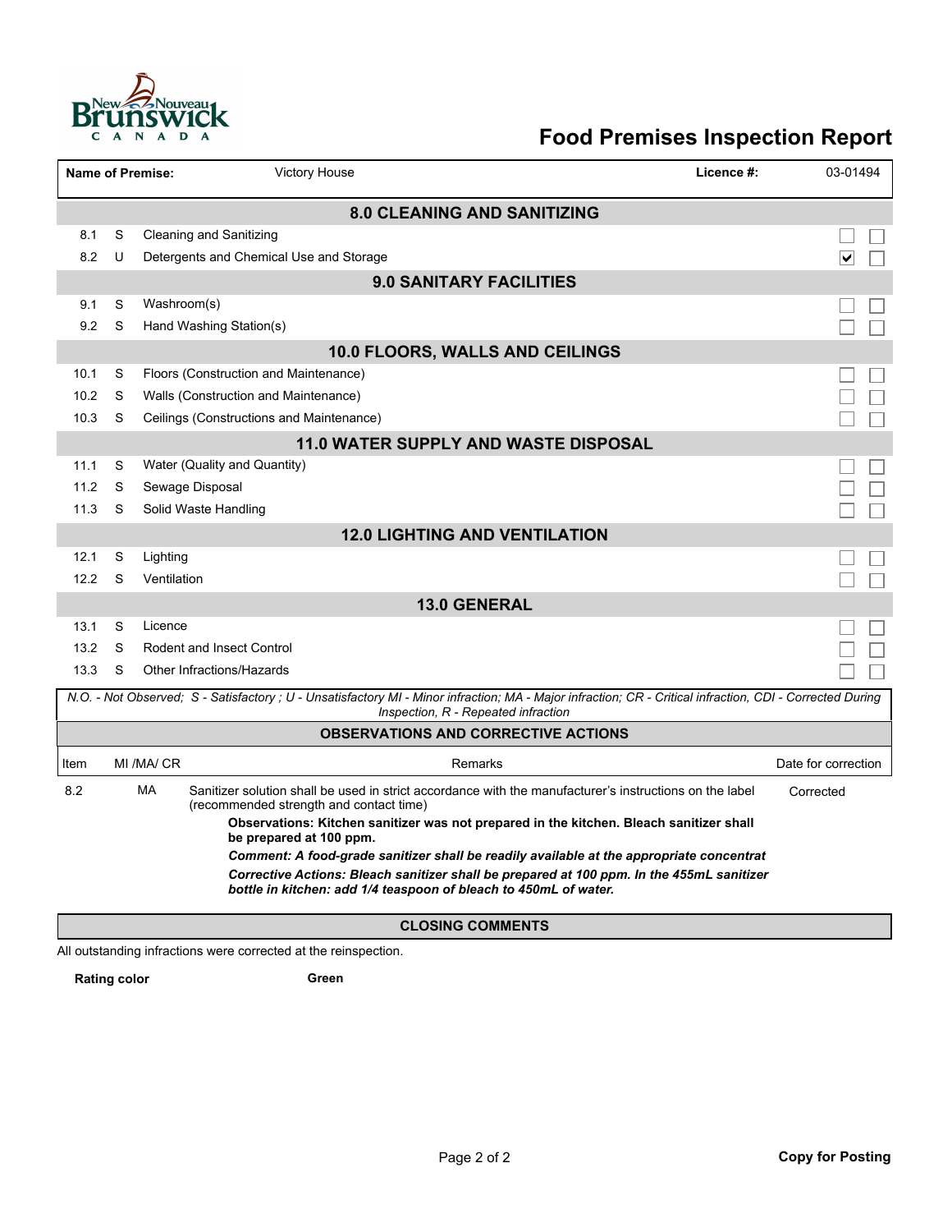# Food Premises Inspection Report

| Name of Premise: | Victory House | Licence #: | 03-01494 |
|---|---|---|---|

## 8.0 CLEANING AND SANITIZING

| | | | | |
|---|---|---|---|---|
| 8.1 | S | Cleaning and Sanitizing | ☐ | ☐ |
| 8.2 | U | Detergents and Chemical Use and Storage | ☑ | ☐ |

## 9.0 SANITARY FACILITIES

| | | | | |
|---|---|---|---|---|
| 9.1 | S | Washroom(s) | ☐ | ☐ |
| 9.2 | S | Hand Washing Station(s) | ☐ | ☐ |

## 10.0 FLOORS, WALLS AND CEILINGS

| | | | | |
|---|---|---|---|---|
| 10.1 | S | Floors (Construction and Maintenance) | ☐ | ☐ |
| 10.2 | S | Walls (Construction and Maintenance) | ☐ | ☐ |
| 10.3 | S | Ceilings (Constructions and Maintenance) | ☐ | ☐ |

## 11.0 WATER SUPPLY AND WASTE DISPOSAL

| | | | | |
|---|---|---|---|---|
| 11.1 | S | Water (Quality and Quantity) | ☐ | ☐ |
| 11.2 | S | Sewage Disposal | ☐ | ☐ |
| 11.3 | S | Solid Waste Handling | ☐ | ☐ |

## 12.0 LIGHTING AND VENTILATION

| | | | | |
|---|---|---|---|---|
| 12.1 | S | Lighting | ☐ | ☐ |
| 12.2 | S | Ventilation | ☐ | ☐ |

## 13.0 GENERAL

| | | | | |
|---|---|---|---|---|
| 13.1 | S | Licence | ☐ | ☐ |
| 13.2 | S | Rodent and Insect Control | ☐ | ☐ |
| 13.3 | S | Other Infractions/Hazards | ☐ | ☐ |

*N.O. - Not Observed; S - Satisfactory ; U - Unsatisfactory MI - Minor infraction; MA - Major infraction; CR - Critical infraction, CDI - Corrected During Inspection, R - Repeated infraction*

## OBSERVATIONS AND CORRECTIVE ACTIONS

| Item | MI /MA/ CR | Remarks | Date for correction |
|---|---|---|---|
| 8.2 | MA | Sanitizer solution shall be used in strict accordance with the manufacturer's instructions on the label (recommended strength and contact time)<br>***Observations: Kitchen sanitizer was not prepared in the kitchen. Bleach sanitizer shall be prepared at 100 ppm.***<br>***Comment: A food-grade sanitizer shall be readily available at the appropriate concentrat***<br>***Corrective Actions: Bleach sanitizer shall be prepared at 100 ppm. In the 455mL sanitizer bottle in kitchen: add 1/4 teaspoon of bleach to 450mL of water.*** | Corrected |

## CLOSING COMMENTS

All outstanding infractions were corrected at the reinspection.

**Rating color** **Green**

**Copy for Posting**